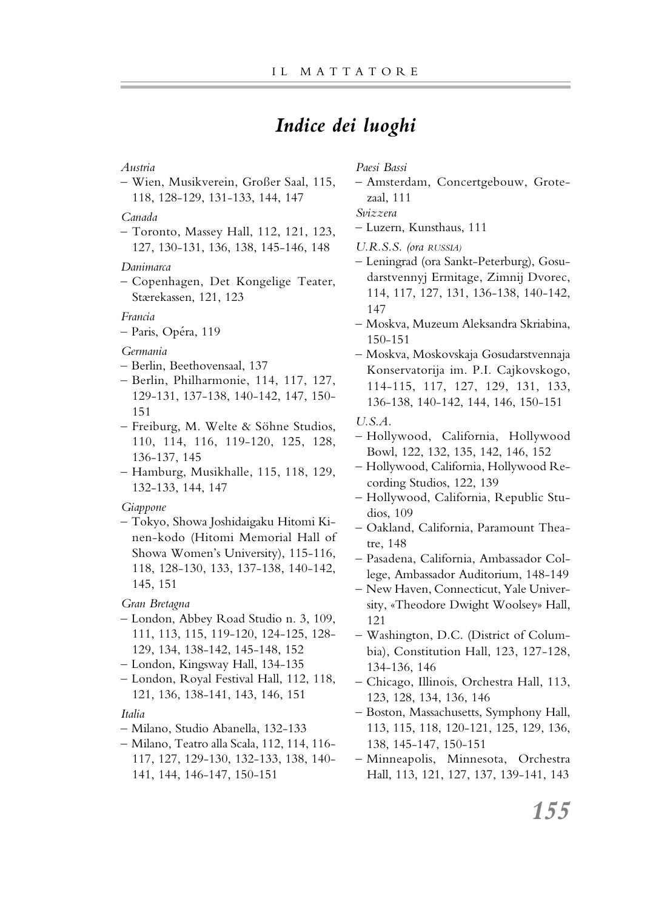# *Indice dei luoghi*

*Austria*

– Wien, Musikverein, Großer Saal, 115, 118, 128-129, 131-133, 144, 147

*Canada*

– Toronto, Massey Hall, 112, 121, 123, 127, 130-131, 136, 138, 145-146, 148

*Danimarca*

– Copenhagen, Det Kongelige Teater, Stærekassen, 121, 123

*Francia*

– Paris, Opéra, 119

*Germania*

– Berlin, Beethovensaal, 137
– Berlin, Philharmonie, 114, 117, 127, 129-131, 137-138, 140-142, 147, 150-151
– Freiburg, M. Welte & Söhne Studios, 110, 114, 116, 119-120, 125, 128, 136-137, 145
– Hamburg, Musikhalle, 115, 118, 129, 132-133, 144, 147

*Giappone*

– Tokyo, Showa Joshidaigaku Hitomi Kinen-kodo (Hitomi Memorial Hall of Showa Women's University), 115-116, 118, 128-130, 133, 137-138, 140-142, 145, 151

*Gran Bretagna*

– London, Abbey Road Studio n. 3, 109, 111, 113, 115, 119-120, 124-125, 128-129, 134, 138-142, 145-148, 152
– London, Kingsway Hall, 134-135
– London, Royal Festival Hall, 112, 118, 121, 136, 138-141, 143, 146, 151

*Italia*

– Milano, Studio Abanella, 132-133
– Milano, Teatro alla Scala, 112, 114, 116-117, 127, 129-130, 132-133, 138, 140-141, 144, 146-147, 150-151

*Paesi Bassi*

– Amsterdam, Concertgebouw, Grotezaal, 111

*Svizzera*

– Luzern, Kunsthaus, 111

*U.R.S.S. (ora RUSSIA)*

– Leningrad (ora Sankt-Peterburg), Gosudarstvennyj Ermitage, Zimnij Dvorec, 114, 117, 127, 131, 136-138, 140-142, 147
– Moskva, Muzeum Aleksandra Skriabina, 150-151
– Moskva, Moskovskaja Gosudarstvennaja Konservatorija im. P.I. Cajkovskogo, 114-115, 117, 127, 129, 131, 133, 136-138, 140-142, 144, 146, 150-151

*U.S.A.*

– Hollywood, California, Hollywood Bowl, 122, 132, 135, 142, 146, 152
– Hollywood, California, Hollywood Recording Studios, 122, 139
– Hollywood, California, Republic Studios, 109
– Oakland, California, Paramount Theatre, 148
– Pasadena, California, Ambassador College, Ambassador Auditorium, 148-149
– New Haven, Connecticut, Yale University, «Theodore Dwight Woolsey» Hall, 121
– Washington, D.C. (District of Columbia), Constitution Hall, 123, 127-128, 134-136, 146
– Chicago, Illinois, Orchestra Hall, 113, 123, 128, 134, 136, 146
– Boston, Massachusetts, Symphony Hall, 113, 115, 118, 120-121, 125, 129, 136, 138, 145-147, 150-151
– Minneapolis, Minnesota, Orchestra Hall, 113, 121, 127, 137, 139-141, 143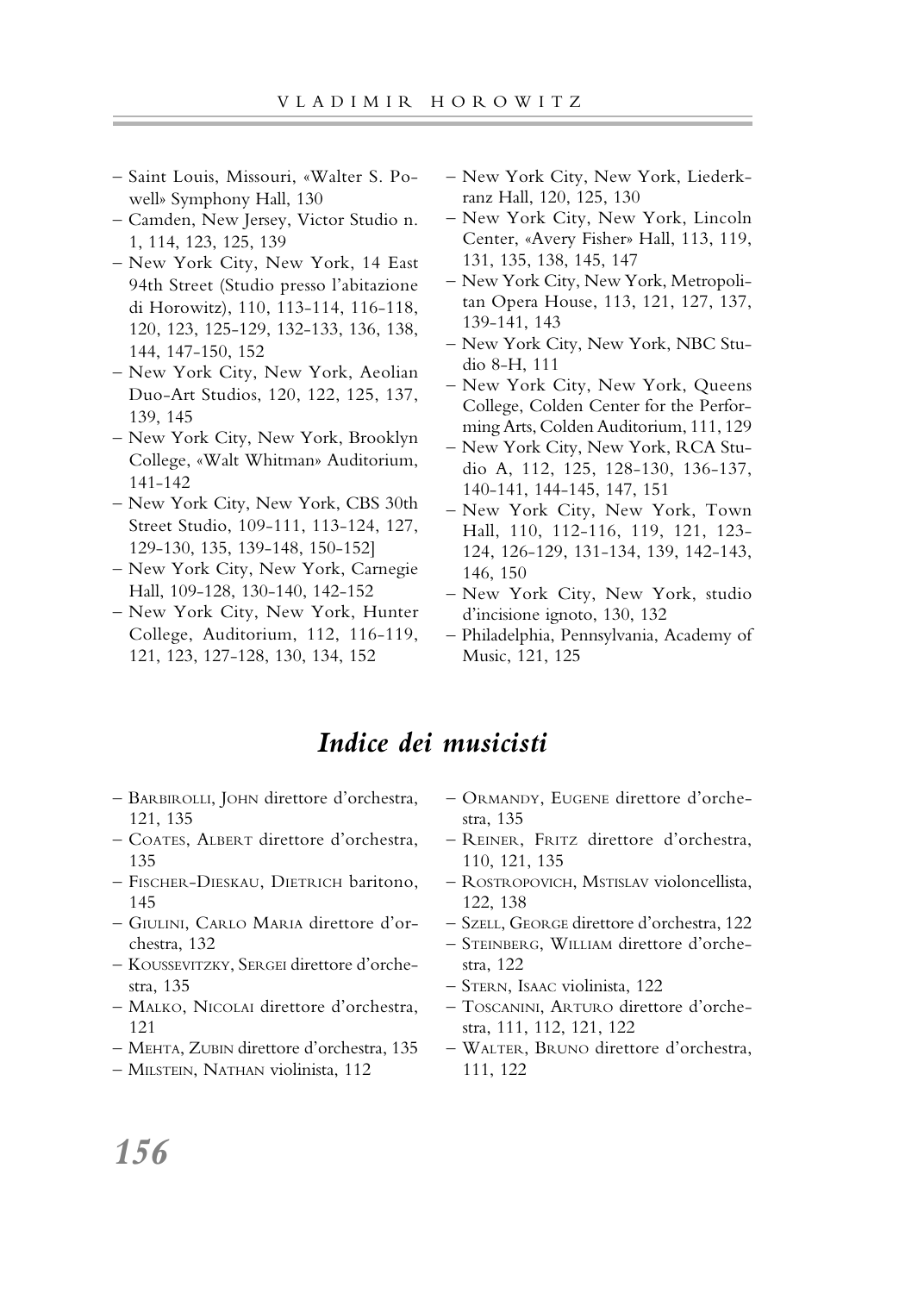- Saint Louis, Missouri, «Walter S. Powell» Symphony Hall, 130
- Camden, New Jersey, Victor Studio n. 1, 114, 123, 125, 139
- New York City, New York, 14 East 94th Street (Studio presso l'abitazione di Horowitz), 110, 113-114, 116-118, 120, 123, 125-129, 132-133, 136, 138, 144, 147-150, 152
- New York City, New York, Aeolian Duo-Art Studios, 120, 122, 125, 137, 139, 145
- New York City, New York, Brooklyn College, «Walt Whitman» Auditorium, 141-142
- New York City, New York, CBS 30th Street Studio, 109-111, 113-124, 127, 129-130, 135, 139-148, 150-152]
- New York City, New York, Carnegie Hall, 109-128, 130-140, 142-152
- New York City, New York, Hunter College, Auditorium, 112, 116-119, 121, 123, 127-128, 130, 134, 152
- New York City, New York, Liederkranz Hall, 120, 125, 130
- New York City, New York, Lincoln Center, «Avery Fisher» Hall, 113, 119, 131, 135, 138, 145, 147
- New York City, New York, Metropolitan Opera House, 113, 121, 127, 137, 139-141, 143
- New York City, New York, NBC Studio 8-H, 111
- New York City, New York, Queens College, Colden Center for the Performing Arts, Colden Auditorium, 111, 129
- New York City, New York, RCA Studio A, 112, 125, 128-130, 136-137, 140-141, 144-145, 147, 151
- New York City, New York, Town Hall, 110, 112-116, 119, 121, 123-124, 126-129, 131-134, 139, 142-143, 146, 150
- New York City, New York, studio d'incisione ignoto, 130, 132
- Philadelphia, Pennsylvania, Academy of Music, 121, 125

## *Indice dei musicisti*

- Barbirolli, John direttore d'orchestra, 121, 135
- Coates, Albert direttore d'orchestra, 135
- Fischer-Dieskau, Dietrich baritono, 145
- Giulini, Carlo Maria direttore d'orchestra, 132
- Koussevitzky, Sergei direttore d'orchestra, 135
- Malko, Nicolai direttore d'orchestra, 121
- Mehta, Zubin direttore d'orchestra, 135
- Milstein, Nathan violinista, 112
- Ormandy, Eugene direttore d'orchestra, 135
- Reiner, Fritz direttore d'orchestra, 110, 121, 135
- Rostropovich, Mstislav violoncellista, 122, 138
- Szell, George direttore d'orchestra, 122
- Steinberg, William direttore d'orchestra, 122
- Stern, Isaac violinista, 122
- Toscanini, Arturo direttore d'orchestra, 111, 112, 121, 122
- Walter, Bruno direttore d'orchestra, 111, 122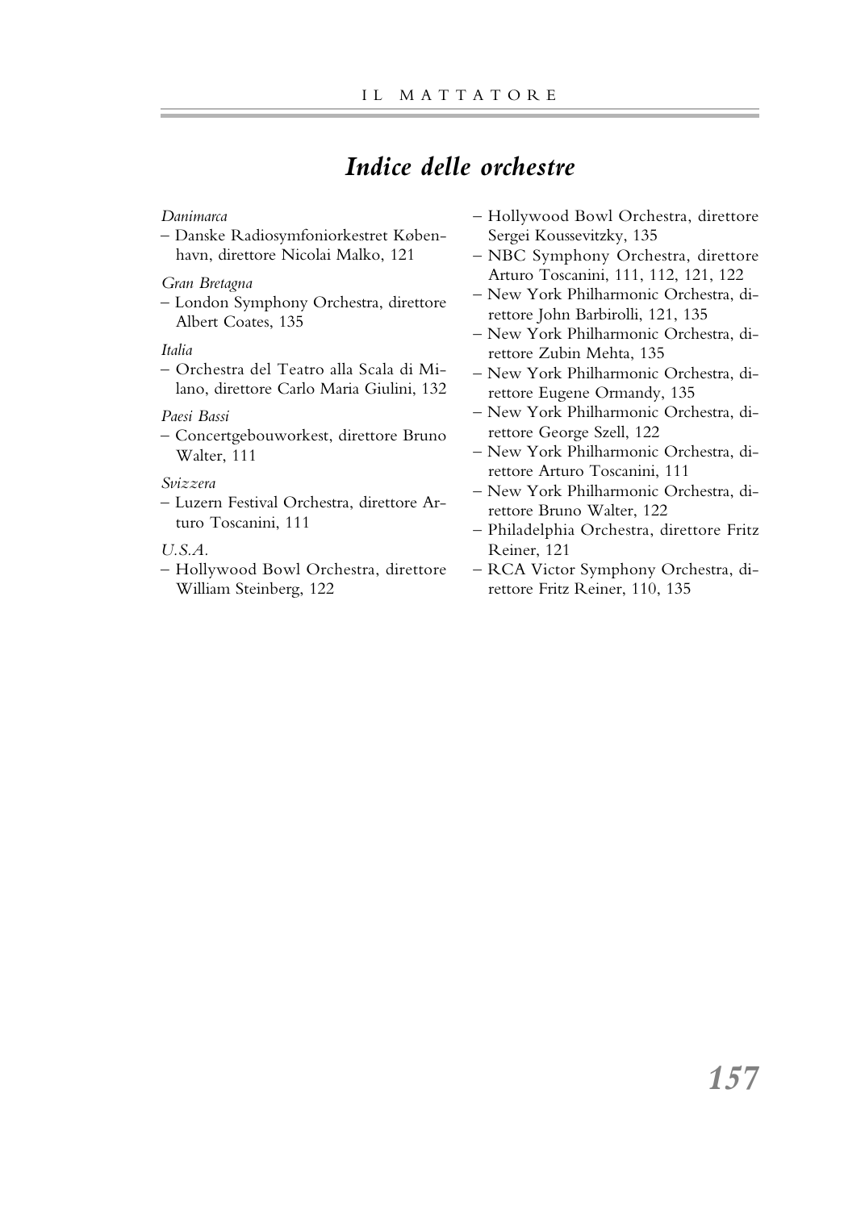# *Indice delle orchestre*

*Danimarca*

– Danske Radiosymfoniorkestret København, direttore Nicolai Malko, 121

*Gran Bretagna*

– London Symphony Orchestra, direttore Albert Coates, 135

*Italia*

– Orchestra del Teatro alla Scala di Milano, direttore Carlo Maria Giulini, 132

*Paesi Bassi*

– Concertgebouworkest, direttore Bruno Walter, 111

*Svizzera*

– Luzern Festival Orchestra, direttore Arturo Toscanini, 111

*U.S.A.*

– Hollywood Bowl Orchestra, direttore William Steinberg, 122
– Hollywood Bowl Orchestra, direttore Sergei Koussevitzky, 135
– NBC Symphony Orchestra, direttore Arturo Toscanini, 111, 112, 121, 122
– New York Philharmonic Orchestra, direttore John Barbirolli, 121, 135
– New York Philharmonic Orchestra, direttore Zubin Mehta, 135
– New York Philharmonic Orchestra, direttore Eugene Ormandy, 135
– New York Philharmonic Orchestra, direttore George Szell, 122
– New York Philharmonic Orchestra, direttore Arturo Toscanini, 111
– New York Philharmonic Orchestra, direttore Bruno Walter, 122
– Philadelphia Orchestra, direttore Fritz Reiner, 121
– RCA Victor Symphony Orchestra, direttore Fritz Reiner, 110, 135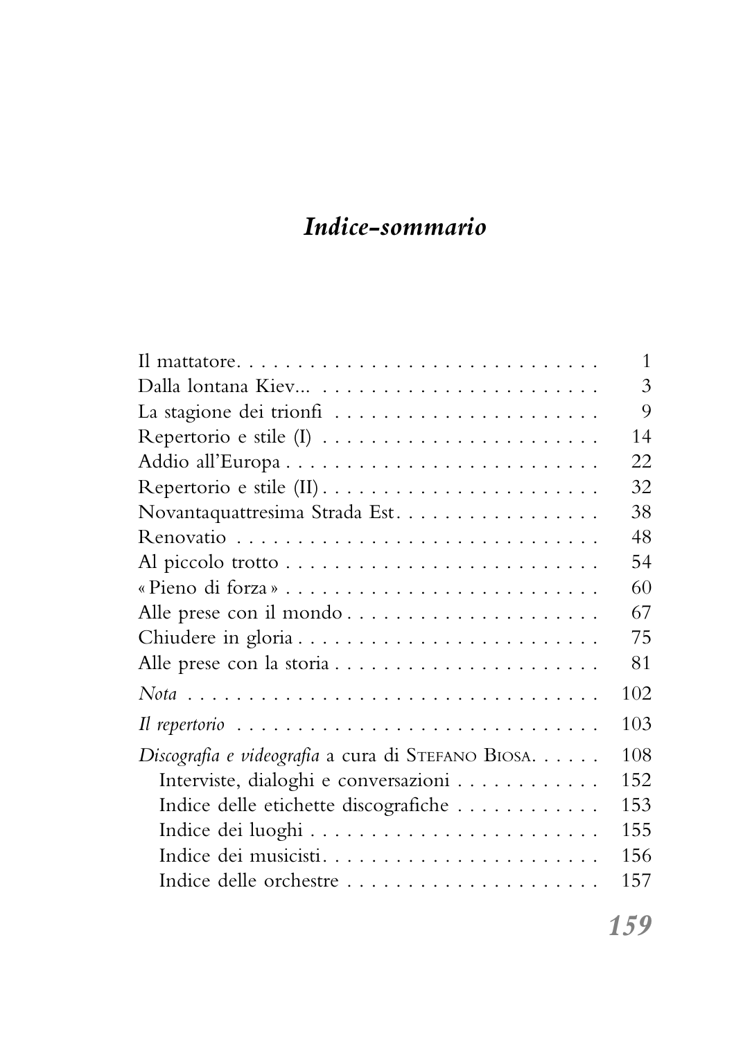# *Indice-sommario*

| | |
|---|---|
| Il mattatore | 1 |
| Dalla lontana Kiev... | 3 |
| La stagione dei trionfi | 9 |
| Repertorio e stile (I) | 14 |
| Addio all'Europa | 22 |
| Repertorio e stile (II) | 32 |
| Novantaquattresima Strada Est | 38 |
| Renovatio | 48 |
| Al piccolo trotto | 54 |
| «Pieno di forza» | 60 |
| Alle prese con il mondo | 67 |
| Chiudere in gloria | 75 |
| Alle prese con la storia | 81 |
| *Nota* | 102 |
| *Il repertorio* | 103 |
| *Discografia e videografia* a cura di STEFANO BIOSA | 108 |
| Interviste, dialoghi e conversazioni | 152 |
| Indice delle etichette discografiche | 153 |
| Indice dei luoghi | 155 |
| Indice dei musicisti | 156 |
| Indice delle orchestre | 157 |